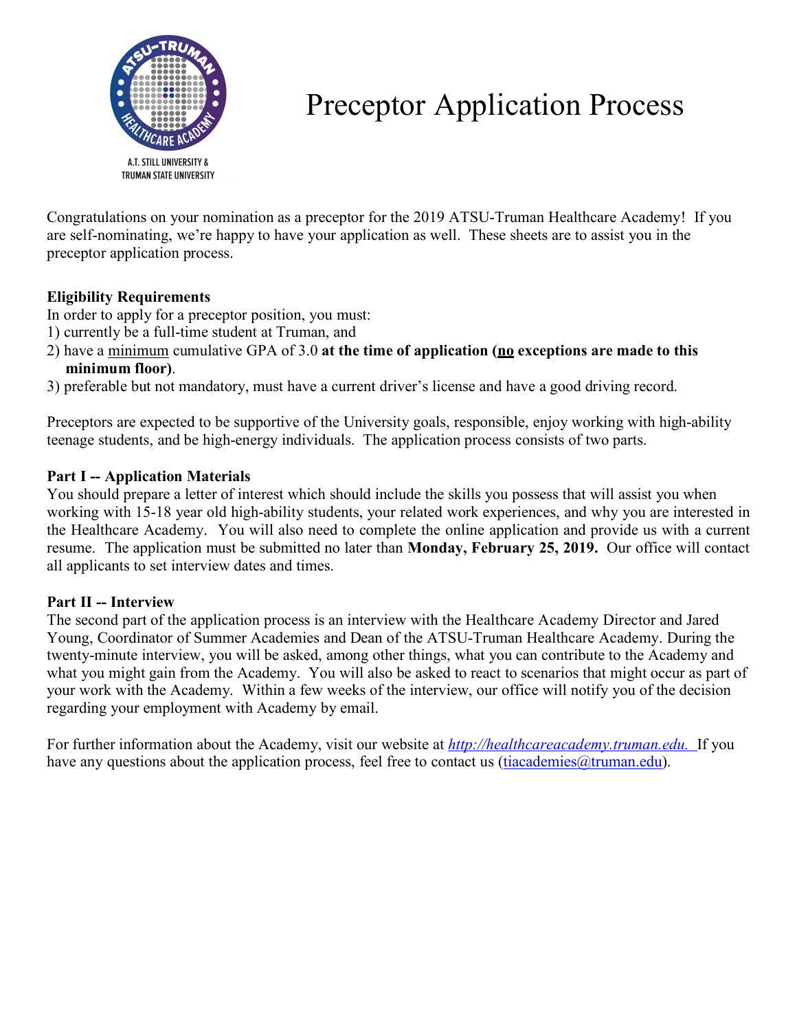# Preceptor Application Process

Congratulations on your nomination as a preceptor for the 2019 ATSU-Truman Healthcare Academy! If you are self-nominating, we're happy to have your application as well. These sheets are to assist you in the preceptor application process.

**Eligibility Requirements**

In order to apply for a preceptor position, you must:

1) currently be a full-time student at Truman, and
2) have a minimum cumulative GPA of 3.0 **at the time of application (no exceptions are made to this minimum floor)**.
3) preferable but not mandatory, must have a current driver's license and have a good driving record.

Preceptors are expected to be supportive of the University goals, responsible, enjoy working with high-ability teenage students, and be high-energy individuals. The application process consists of two parts.

**Part I -- Application Materials**

You should prepare a letter of interest which should include the skills you possess that will assist you when working with 15-18 year old high-ability students, your related work experiences, and why you are interested in the Healthcare Academy. You will also need to complete the online application and provide us with a current resume. The application must be submitted no later than **Monday, February 25, 2019.** Our office will contact all applicants to set interview dates and times.

**Part II -- Interview**

The second part of the application process is an interview with the Healthcare Academy Director and Jared Young, Coordinator of Summer Academies and Dean of the ATSU-Truman Healthcare Academy. During the twenty-minute interview, you will be asked, among other things, what you can contribute to the Academy and what you might gain from the Academy. You will also be asked to react to scenarios that might occur as part of your work with the Academy. Within a few weeks of the interview, our office will notify you of the decision regarding your employment with Academy by email.

For further information about the Academy, visit our website at *http://healthcareacademy.truman.edu.* If you have any questions about the application process, feel free to contact us (tiacademies@truman.edu).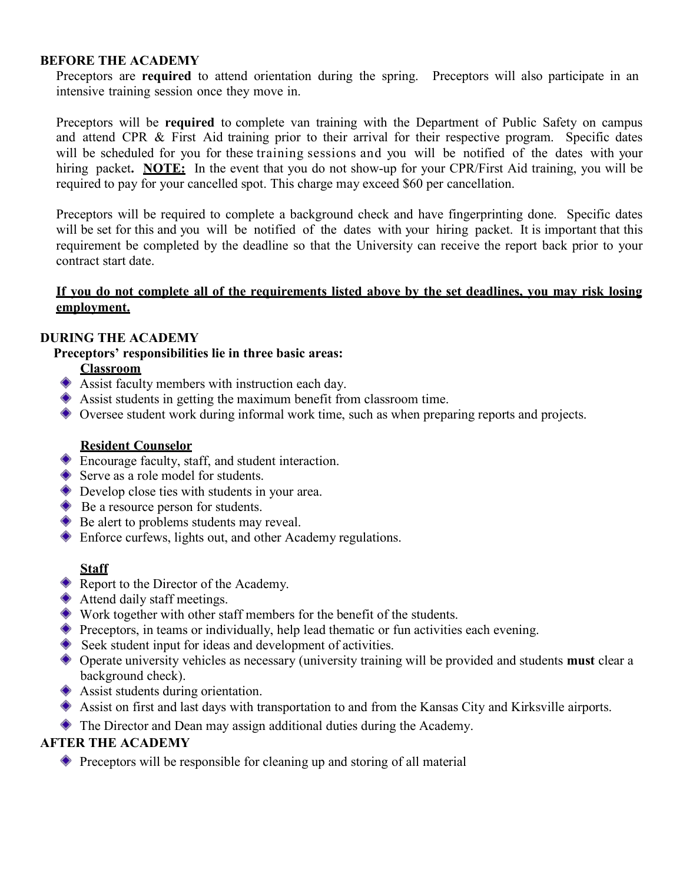## BEFORE THE ACADEMY

Preceptors are **required** to attend orientation during the spring. Preceptors will also participate in an intensive training session once they move in.

Preceptors will be **required** to complete van training with the Department of Public Safety on campus and attend CPR & First Aid training prior to their arrival for their respective program. Specific dates will be scheduled for you for these training sessions and you will be notified of the dates with your hiring packet**.** **<u>NOTE:</u>** In the event that you do not show-up for your CPR/First Aid training, you will be required to pay for your cancelled spot. This charge may exceed $60 per cancellation.

Preceptors will be required to complete a background check and have fingerprinting done. Specific dates will be set for this and you will be notified of the dates with your hiring packet. It is important that this requirement be completed by the deadline so that the University can receive the report back prior to your contract start date.

**<u>If you do not complete all of the requirements listed above by the set deadlines, you may risk losing employment.</u>**

## DURING THE ACADEMY

**Preceptors' responsibilities lie in three basic areas:**

### <u>Classroom</u>

- Assist faculty members with instruction each day.
- Assist students in getting the maximum benefit from classroom time.
- Oversee student work during informal work time, such as when preparing reports and projects.

### <u>Resident Counselor</u>

- Encourage faculty, staff, and student interaction.
- Serve as a role model for students.
- Develop close ties with students in your area.
- Be a resource person for students.
- Be alert to problems students may reveal.
- Enforce curfews, lights out, and other Academy regulations.

### <u>Staff</u>

- Report to the Director of the Academy.
- Attend daily staff meetings.
- Work together with other staff members for the benefit of the students.
- Preceptors, in teams or individually, help lead thematic or fun activities each evening.
- Seek student input for ideas and development of activities.
- Operate university vehicles as necessary (university training will be provided and students **must** clear a background check).
- Assist students during orientation.
- Assist on first and last days with transportation to and from the Kansas City and Kirksville airports.
- The Director and Dean may assign additional duties during the Academy.

## AFTER THE ACADEMY

- Preceptors will be responsible for cleaning up and storing of all material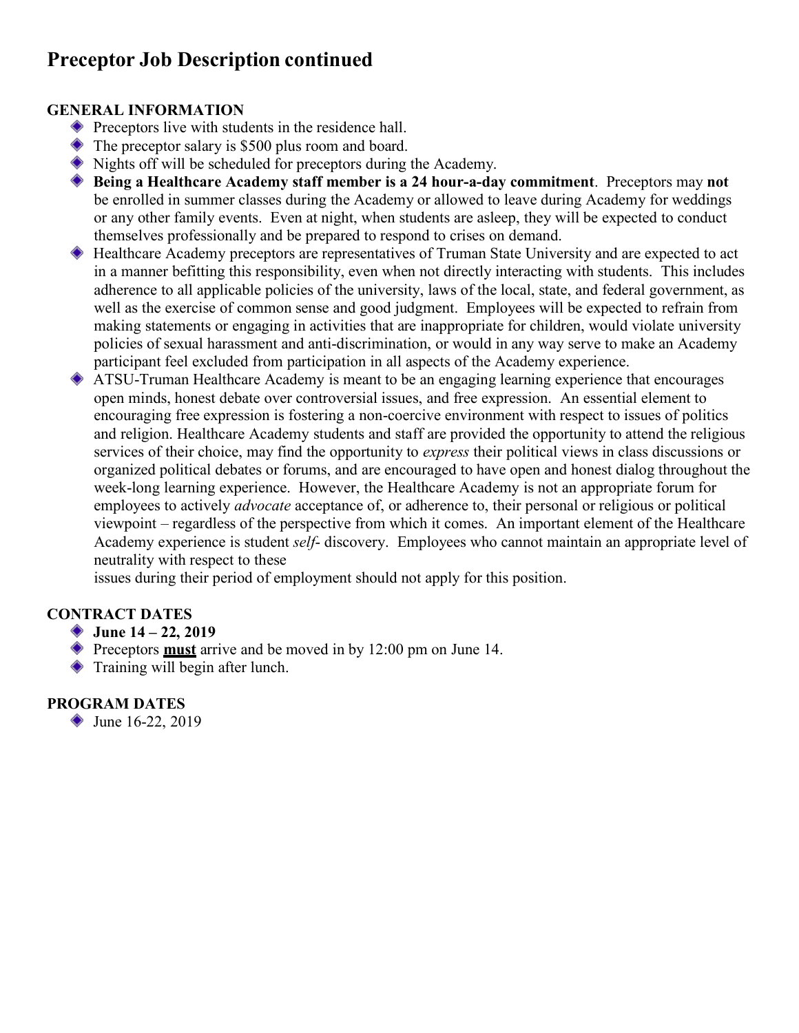# Preceptor Job Description continued

## GENERAL INFORMATION

- Preceptors live with students in the residence hall.
- The preceptor salary is $500 plus room and board.
- Nights off will be scheduled for preceptors during the Academy.
- **Being a Healthcare Academy staff member is a 24 hour-a-day commitment**. Preceptors may **not** be enrolled in summer classes during the Academy or allowed to leave during Academy for weddings or any other family events. Even at night, when students are asleep, they will be expected to conduct themselves professionally and be prepared to respond to crises on demand.
- Healthcare Academy preceptors are representatives of Truman State University and are expected to act in a manner befitting this responsibility, even when not directly interacting with students. This includes adherence to all applicable policies of the university, laws of the local, state, and federal government, as well as the exercise of common sense and good judgment. Employees will be expected to refrain from making statements or engaging in activities that are inappropriate for children, would violate university policies of sexual harassment and anti-discrimination, or would in any way serve to make an Academy participant feel excluded from participation in all aspects of the Academy experience.
- ATSU-Truman Healthcare Academy is meant to be an engaging learning experience that encourages open minds, honest debate over controversial issues, and free expression. An essential element to encouraging free expression is fostering a non-coercive environment with respect to issues of politics and religion. Healthcare Academy students and staff are provided the opportunity to attend the religious services of their choice, may find the opportunity to *express* their political views in class discussions or organized political debates or forums, and are encouraged to have open and honest dialog throughout the week-long learning experience. However, the Healthcare Academy is not an appropriate forum for employees to actively *advocate* acceptance of, or adherence to, their personal or religious or political viewpoint – regardless of the perspective from which it comes. An important element of the Healthcare Academy experience is student *self*- discovery. Employees who cannot maintain an appropriate level of neutrality with respect to these issues during their period of employment should not apply for this position.

## CONTRACT DATES

- **June 14 – 22, 2019**
- Preceptors **must** arrive and be moved in by 12:00 pm on June 14.
- Training will begin after lunch.

## PROGRAM DATES

- June 16-22, 2019